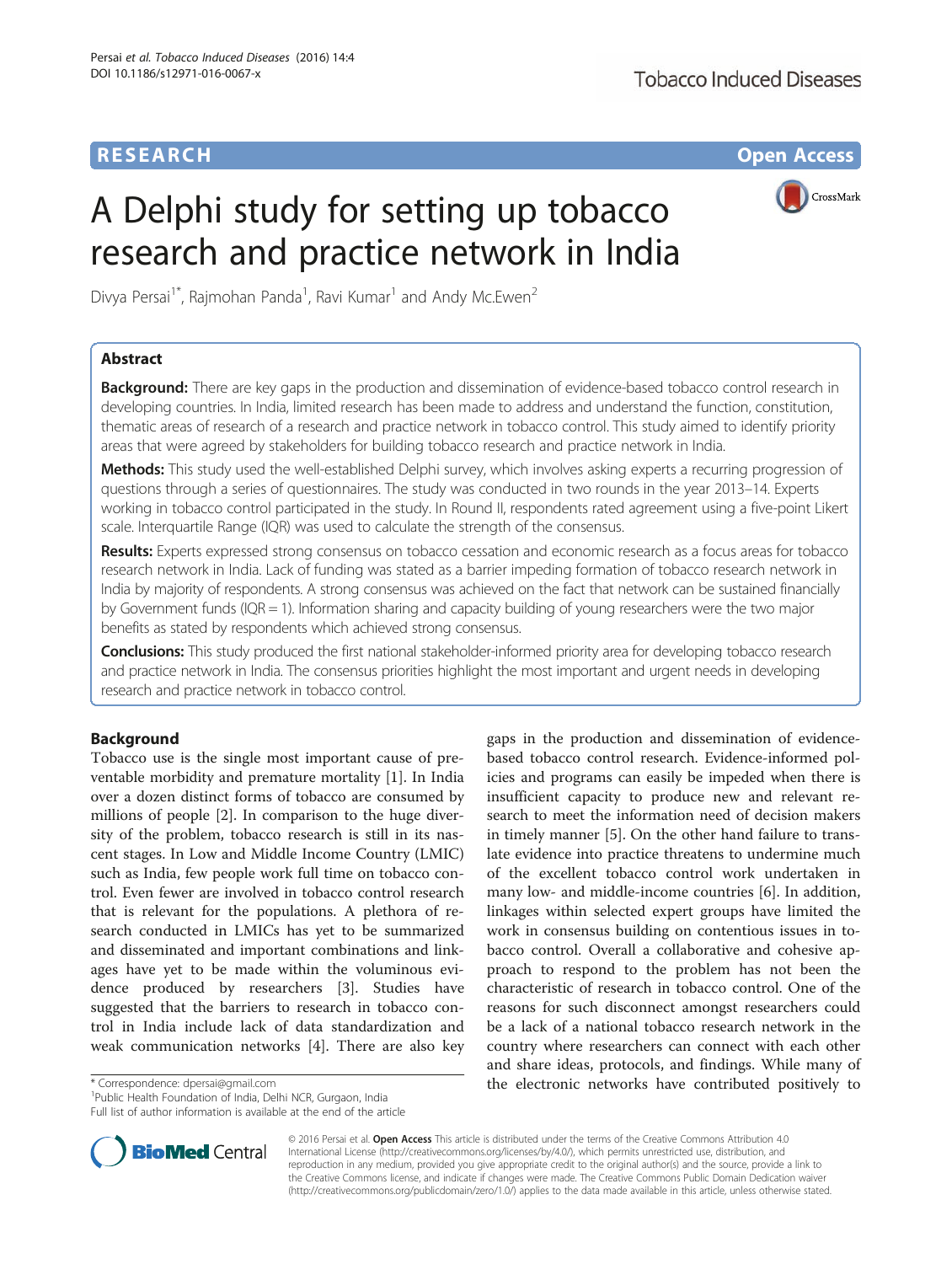**RESEARCH** **Open Access**

# A Delphi study for setting up tobacco research and practice network in India

Divya Persai[1*], Rajmohan Panda[1], Ravi Kumar[1] and Andy Mc.Ewen[2]

## Abstract

**Background:** There are key gaps in the production and dissemination of evidence-based tobacco control research in developing countries. In India, limited research has been made to address and understand the function, constitution, thematic areas of research of a research and practice network in tobacco control. This study aimed to identify priority areas that were agreed by stakeholders for building tobacco research and practice network in India.

**Methods:** This study used the well-established Delphi survey, which involves asking experts a recurring progression of questions through a series of questionnaires. The study was conducted in two rounds in the year 2013–14. Experts working in tobacco control participated in the study. In Round II, respondents rated agreement using a five-point Likert scale. Interquartile Range (IQR) was used to calculate the strength of the consensus.

**Results:** Experts expressed strong consensus on tobacco cessation and economic research as a focus areas for tobacco research network in India. Lack of funding was stated as a barrier impeding formation of tobacco research network in India by majority of respondents. A strong consensus was achieved on the fact that network can be sustained financially by Government funds (IQR = 1). Information sharing and capacity building of young researchers were the two major benefits as stated by respondents which achieved strong consensus.

**Conclusions:** This study produced the first national stakeholder-informed priority area for developing tobacco research and practice network in India. The consensus priorities highlight the most important and urgent needs in developing research and practice network in tobacco control.

## Background

Tobacco use is the single most important cause of preventable morbidity and premature mortality [1]. In India over a dozen distinct forms of tobacco are consumed by millions of people [2]. In comparison to the huge diversity of the problem, tobacco research is still in its nascent stages. In Low and Middle Income Country (LMIC) such as India, few people work full time on tobacco control. Even fewer are involved in tobacco control research that is relevant for the populations. A plethora of research conducted in LMICs has yet to be summarized and disseminated and important combinations and linkages have yet to be made within the voluminous evidence produced by researchers [3]. Studies have suggested that the barriers to research in tobacco control in India include lack of data standardization and weak communication networks [4]. There are also key gaps in the production and dissemination of evidence-based tobacco control research. Evidence-informed policies and programs can easily be impeded when there is insufficient capacity to produce new and relevant research to meet the information need of decision makers in timely manner [5]. On the other hand failure to translate evidence into practice threatens to undermine much of the excellent tobacco control work undertaken in many low- and middle-income countries [6]. In addition, linkages within selected expert groups have limited the work in consensus building on contentious issues in tobacco control. Overall a collaborative and cohesive approach to respond to the problem has not been the characteristic of research in tobacco control. One of the reasons for such disconnect amongst researchers could be a lack of a national tobacco research network in the country where researchers can connect with each other and share ideas, protocols, and findings. While many of the electronic networks have contributed positively to

\* Correspondence: dpersai@gmail.com
[1]Public Health Foundation of India, Delhi NCR, Gurgaon, India
Full list of author information is available at the end of the article

© 2016 Persai et al. **Open Access** This article is distributed under the terms of the Creative Commons Attribution 4.0 International License (http://creativecommons.org/licenses/by/4.0/), which permits unrestricted use, distribution, and reproduction in any medium, provided you give appropriate credit to the original author(s) and the source, provide a link to the Creative Commons license, and indicate if changes were made. The Creative Commons Public Domain Dedication waiver (http://creativecommons.org/publicdomain/zero/1.0/) applies to the data made available in this article, unless otherwise stated.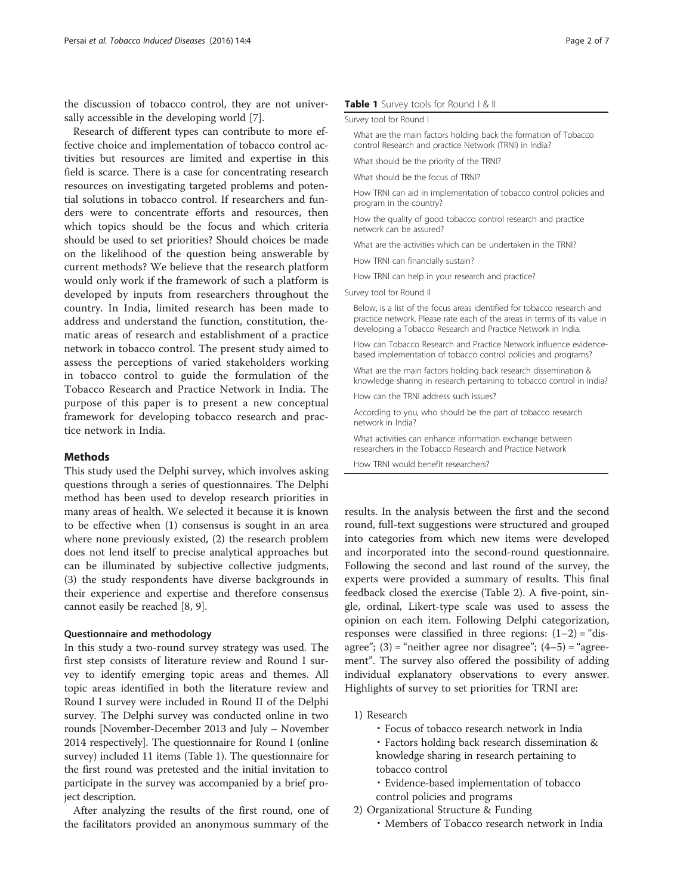the discussion of tobacco control, they are not universally accessible in the developing world [7].

Research of different types can contribute to more effective choice and implementation of tobacco control activities but resources are limited and expertise in this field is scarce. There is a case for concentrating research resources on investigating targeted problems and potential solutions in tobacco control. If researchers and funders were to concentrate efforts and resources, then which topics should be the focus and which criteria should be used to set priorities? Should choices be made on the likelihood of the question being answerable by current methods? We believe that the research platform would only work if the framework of such a platform is developed by inputs from researchers throughout the country. In India, limited research has been made to address and understand the function, constitution, thematic areas of research and establishment of a practice network in tobacco control. The present study aimed to assess the perceptions of varied stakeholders working in tobacco control to guide the formulation of the Tobacco Research and Practice Network in India. The purpose of this paper is to present a new conceptual framework for developing tobacco research and practice network in India.

## Methods

This study used the Delphi survey, which involves asking questions through a series of questionnaires. The Delphi method has been used to develop research priorities in many areas of health. We selected it because it is known to be effective when (1) consensus is sought in an area where none previously existed, (2) the research problem does not lend itself to precise analytical approaches but can be illuminated by subjective collective judgments, (3) the study respondents have diverse backgrounds in their experience and expertise and therefore consensus cannot easily be reached [8, 9].

### Questionnaire and methodology

In this study a two-round survey strategy was used. The first step consists of literature review and Round I survey to identify emerging topic areas and themes. All topic areas identified in both the literature review and Round I survey were included in Round II of the Delphi survey. The Delphi survey was conducted online in two rounds [November-December 2013 and July – November 2014 respectively]. The questionnaire for Round I (online survey) included 11 items (Table 1). The questionnaire for the first round was pretested and the initial invitation to participate in the survey was accompanied by a brief project description.

After analyzing the results of the first round, one of the facilitators provided an anonymous summary of the results. In the analysis between the first and the second round, full-text suggestions were structured and grouped into categories from which new items were developed and incorporated into the second-round questionnaire. Following the second and last round of the survey, the experts were provided a summary of results. This final feedback closed the exercise (Table 2). A five-point, single, ordinal, Likert-type scale was used to assess the opinion on each item. Following Delphi categorization, responses were classified in three regions: (1–2) = "disagree"; (3) = "neither agree nor disagree"; (4–5) = "agreement". The survey also offered the possibility of adding individual explanatory observations to every answer. Highlights of survey to set priorities for TRNI are:

1) Research
   - Focus of tobacco research network in India
   - Factors holding back research dissemination & knowledge sharing in research pertaining to tobacco control
   - Evidence-based implementation of tobacco control policies and programs
2) Organizational Structure & Funding
   - Members of Tobacco research network in India

**Table 1** Survey tools for Round I & II

| |
|---|
| **Survey tool for Round I** |
| What are the main factors holding back the formation of Tobacco control Research and practice Network (TRNI) in India? |
| What should be the priority of the TRNI? |
| What should be the focus of TRNI? |
| How TRNI can aid in implementation of tobacco control policies and program in the country? |
| How the quality of good tobacco control research and practice network can be assured? |
| What are the activities which can be undertaken in the TRNI? |
| How TRNI can financially sustain? |
| How TRNI can help in your research and practice? |
| **Survey tool for Round II** |
| Below, is a list of the focus areas identified for tobacco research and practice network. Please rate each of the areas in terms of its value in developing a Tobacco Research and Practice Network in India. |
| How can Tobacco Research and Practice Network influence evidence-based implementation of tobacco control policies and programs? |
| What are the main factors holding back research dissemination & knowledge sharing in research pertaining to tobacco control in India? |
| How can the TRNI address such issues? |
| According to you, who should be the part of tobacco research network in India? |
| What activities can enhance information exchange between researchers in the Tobacco Research and Practice Network |
| How TRNI would benefit researchers? |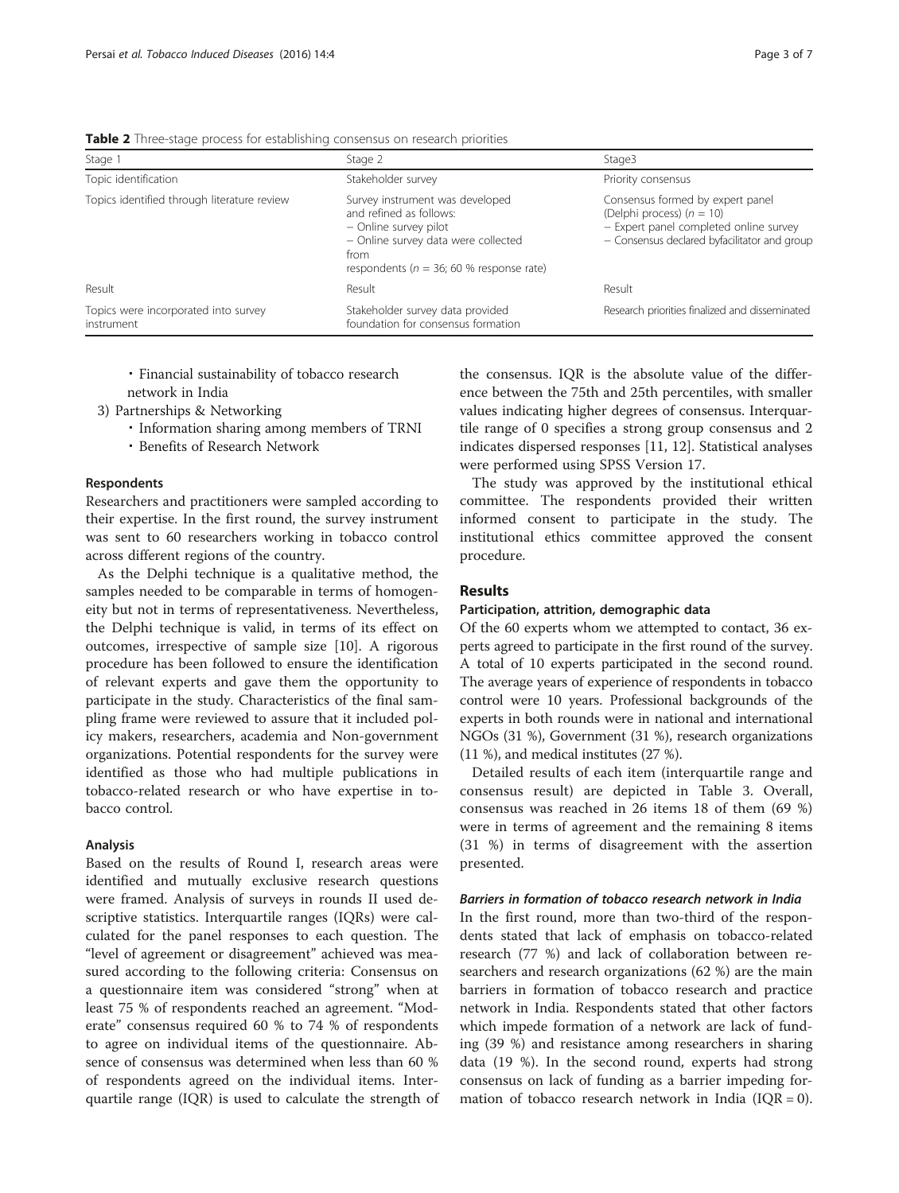**Table 2** Three-stage process for establishing consensus on research priorities

| Stage 1 | Stage 2 | Stage3 |
|---|---|---|
| Topic identification | Stakeholder survey | Priority consensus |
| Topics identified through literature review | Survey instrument was developed and refined as follows:<br>– Online survey pilot<br>– Online survey data were collected from respondents ($n$ = 36; 60 % response rate) | Consensus formed by expert panel (Delphi process) ($n$ = 10)<br>– Expert panel completed online survey<br>– Consensus declared byfacilitator and group |
| Result | Result | Result |
| Topics were incorporated into survey instrument | Stakeholder survey data provided foundation for consensus formation | Research priorities finalized and disseminated |

- Financial sustainability of tobacco research network in India

3) Partnerships & Networking
    - Information sharing among members of TRNI
    - Benefits of Research Network

#### Respondents

Researchers and practitioners were sampled according to their expertise. In the first round, the survey instrument was sent to 60 researchers working in tobacco control across different regions of the country.

As the Delphi technique is a qualitative method, the samples needed to be comparable in terms of homogeneity but not in terms of representativeness. Nevertheless, the Delphi technique is valid, in terms of its effect on outcomes, irrespective of sample size [10]. A rigorous procedure has been followed to ensure the identification of relevant experts and gave them the opportunity to participate in the study. Characteristics of the final sampling frame were reviewed to assure that it included policy makers, researchers, academia and Non-government organizations. Potential respondents for the survey were identified as those who had multiple publications in tobacco-related research or who have expertise in tobacco control.

#### Analysis

Based on the results of Round I, research areas were identified and mutually exclusive research questions were framed. Analysis of surveys in rounds II used descriptive statistics. Interquartile ranges (IQRs) were calculated for the panel responses to each question. The "level of agreement or disagreement" achieved was measured according to the following criteria: Consensus on a questionnaire item was considered "strong" when at least 75 % of respondents reached an agreement. "Moderate" consensus required 60 % to 74 % of respondents to agree on individual items of the questionnaire. Absence of consensus was determined when less than 60 % of respondents agreed on the individual items. Interquartile range (IQR) is used to calculate the strength of the consensus. IQR is the absolute value of the difference between the 75th and 25th percentiles, with smaller values indicating higher degrees of consensus. Interquartile range of 0 specifies a strong group consensus and 2 indicates dispersed responses [11, 12]. Statistical analyses were performed using SPSS Version 17.

The study was approved by the institutional ethical committee. The respondents provided their written informed consent to participate in the study. The institutional ethics committee approved the consent procedure.

## Results

#### Participation, attrition, demographic data

Of the 60 experts whom we attempted to contact, 36 experts agreed to participate in the first round of the survey. A total of 10 experts participated in the second round. The average years of experience of respondents in tobacco control were 10 years. Professional backgrounds of the experts in both rounds were in national and international NGOs (31 %), Government (31 %), research organizations (11 %), and medical institutes (27 %).

Detailed results of each item (interquartile range and consensus result) are depicted in Table 3. Overall, consensus was reached in 26 items 18 of them (69 %) were in terms of agreement and the remaining 8 items (31 %) in terms of disagreement with the assertion presented.

##### *Barriers in formation of tobacco research network in India*

In the first round, more than two-third of the respondents stated that lack of emphasis on tobacco-related research (77 %) and lack of collaboration between researchers and research organizations (62 %) are the main barriers in formation of tobacco research and practice network in India. Respondents stated that other factors which impede formation of a network are lack of funding (39 %) and resistance among researchers in sharing data (19 %). In the second round, experts had strong consensus on lack of funding as a barrier impeding formation of tobacco research network in India (IQR = 0).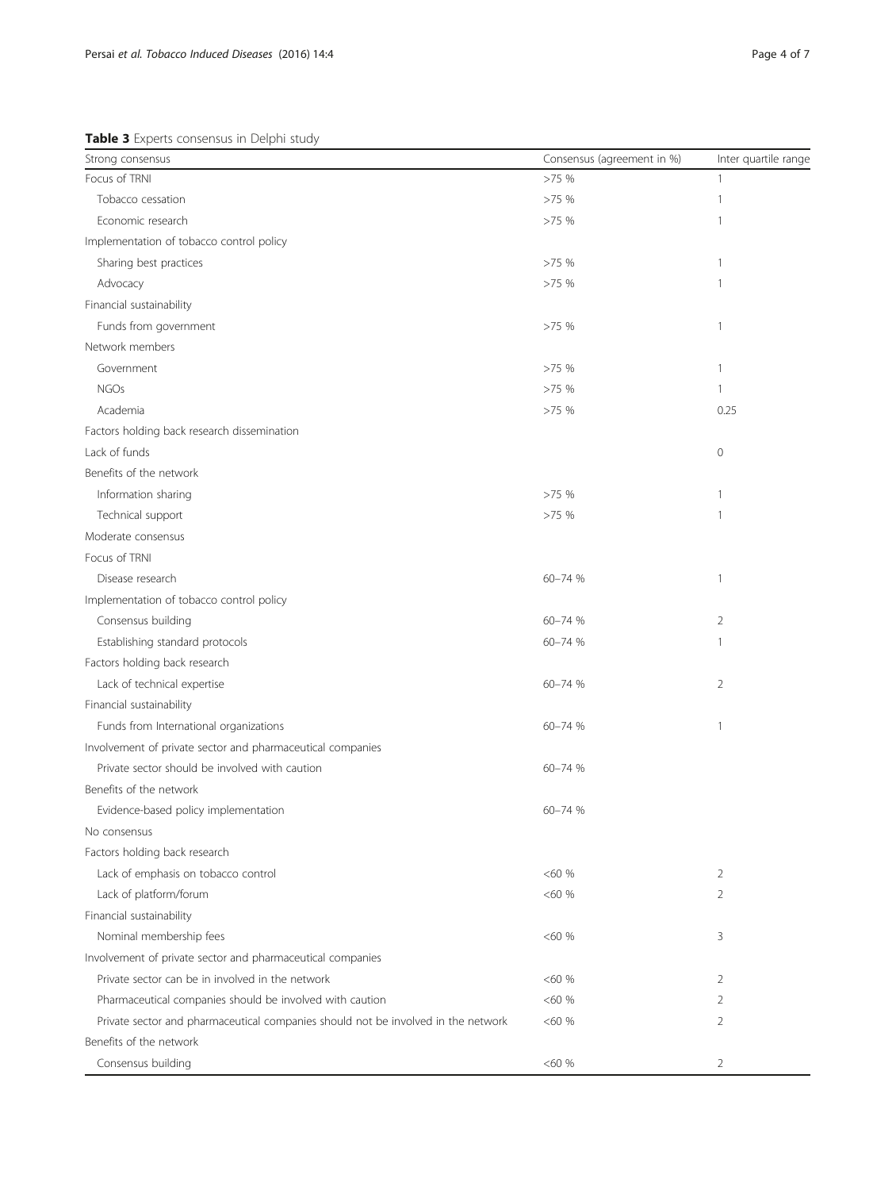**Table 3** Experts consensus in Delphi study

| Strong consensus | Consensus (agreement in %) | Inter quartile range |
|---|---|---|
| Focus of TRNI | >75 % | 1 |
| Tobacco cessation | >75 % | 1 |
| Economic research | >75 % | 1 |
| Implementation of tobacco control policy | | |
| Sharing best practices | >75 % | 1 |
| Advocacy | >75 % | 1 |
| Financial sustainability | | |
| Funds from government | >75 % | 1 |
| Network members | | |
| Government | >75 % | 1 |
| NGOs | >75 % | 1 |
| Academia | >75 % | 0.25 |
| Factors holding back research dissemination | | |
| Lack of funds | | 0 |
| Benefits of the network | | |
| Information sharing | >75 % | 1 |
| Technical support | >75 % | 1 |
| Moderate consensus | | |
| Focus of TRNI | | |
| Disease research | 60–74 % | 1 |
| Implementation of tobacco control policy | | |
| Consensus building | 60–74 % | 2 |
| Establishing standard protocols | 60–74 % | 1 |
| Factors holding back research | | |
| Lack of technical expertise | 60–74 % | 2 |
| Financial sustainability | | |
| Funds from International organizations | 60–74 % | 1 |
| Involvement of private sector and pharmaceutical companies | | |
| Private sector should be involved with caution | 60–74 % | |
| Benefits of the network | | |
| Evidence-based policy implementation | 60–74 % | |
| No consensus | | |
| Factors holding back research | | |
| Lack of emphasis on tobacco control | <60 % | 2 |
| Lack of platform/forum | <60 % | 2 |
| Financial sustainability | | |
| Nominal membership fees | <60 % | 3 |
| Involvement of private sector and pharmaceutical companies | | |
| Private sector can be in involved in the network | <60 % | 2 |
| Pharmaceutical companies should be involved with caution | <60 % | 2 |
| Private sector and pharmaceutical companies should not be involved in the network | <60 % | 2 |
| Benefits of the network | | |
| Consensus building | <60 % | 2 |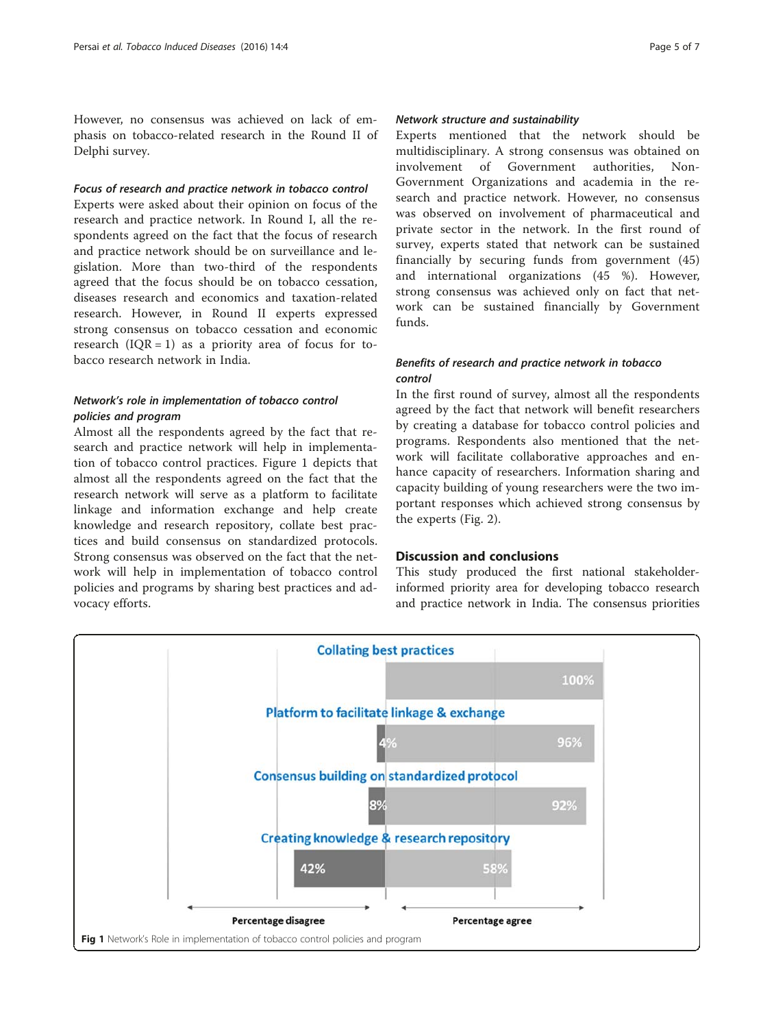However, no consensus was achieved on lack of emphasis on tobacco-related research in the Round II of Delphi survey.

#### *Focus of research and practice network in tobacco control*

Experts were asked about their opinion on focus of the research and practice network. In Round I, all the respondents agreed on the fact that the focus of research and practice network should be on surveillance and legislation. More than two-third of the respondents agreed that the focus should be on tobacco cessation, diseases research and economics and taxation-related research. However, in Round II experts expressed strong consensus on tobacco cessation and economic research (IQR = 1) as a priority area of focus for tobacco research network in India.

#### *Network's role in implementation of tobacco control policies and program*

Almost all the respondents agreed by the fact that research and practice network will help in implementation of tobacco control practices. Figure 1 depicts that almost all the respondents agreed on the fact that the research network will serve as a platform to facilitate linkage and information exchange and help create knowledge and research repository, collate best practices and build consensus on standardized protocols. Strong consensus was observed on the fact that the network will help in implementation of tobacco control policies and programs by sharing best practices and advocacy efforts.

#### *Network structure and sustainability*

Experts mentioned that the network should be multidisciplinary. A strong consensus was obtained on involvement of Government authorities, Non-Government Organizations and academia in the research and practice network. However, no consensus was observed on involvement of pharmaceutical and private sector in the network. In the first round of survey, experts stated that network can be sustained financially by securing funds from government (45) and international organizations (45 %). However, strong consensus was achieved only on fact that network can be sustained financially by Government funds.

#### *Benefits of research and practice network in tobacco control*

In the first round of survey, almost all the respondents agreed by the fact that network will benefit researchers by creating a database for tobacco control policies and programs. Respondents also mentioned that the network will facilitate collaborative approaches and enhance capacity of researchers. Information sharing and capacity building of young researchers were the two important responses which achieved strong consensus by the experts (Fig. 2).

## Discussion and conclusions

This study produced the first national stakeholder-informed priority area for developing tobacco research and practice network in India. The consensus priorities

| Network's role | Percentage disagree | Percentage agree |
|---|---|---|
| Collating best practices | | 100% |
| Platform to facilitate linkage & exchange | 4% | 96% |
| Consensus building on standardized protocol | 8% | 92% |
| Creating knowledge & research repository | 42% | 58% |

**Fig 1** Network's Role in implementation of tobacco control policies and program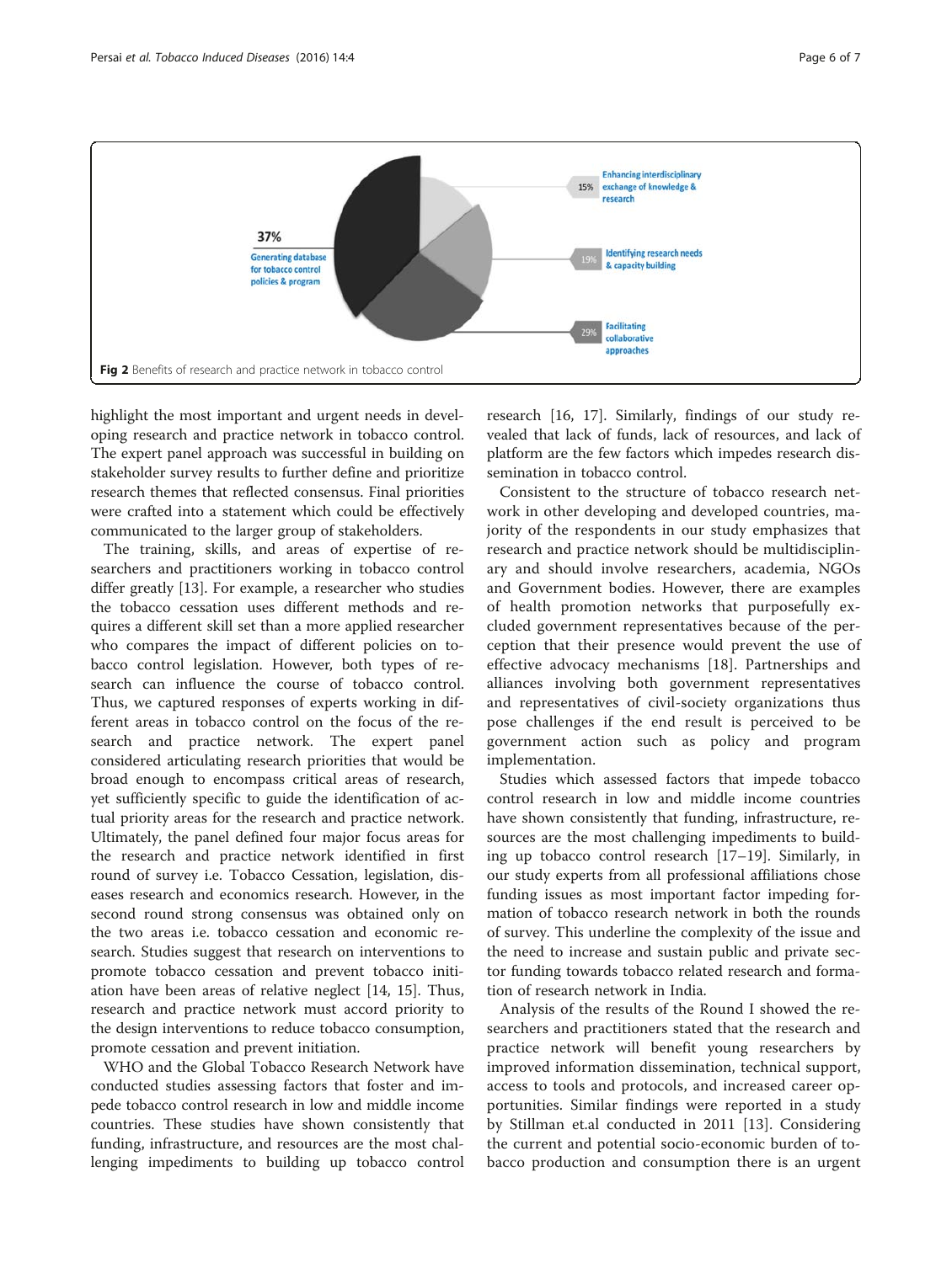Fig 2 Benefits of research and practice network in tobacco control

highlight the most important and urgent needs in developing research and practice network in tobacco control. The expert panel approach was successful in building on stakeholder survey results to further define and prioritize research themes that reflected consensus. Final priorities were crafted into a statement which could be effectively communicated to the larger group of stakeholders.

The training, skills, and areas of expertise of researchers and practitioners working in tobacco control differ greatly [13]. For example, a researcher who studies the tobacco cessation uses different methods and requires a different skill set than a more applied researcher who compares the impact of different policies on tobacco control legislation. However, both types of research can influence the course of tobacco control. Thus, we captured responses of experts working in different areas in tobacco control on the focus of the research and practice network. The expert panel considered articulating research priorities that would be broad enough to encompass critical areas of research, yet sufficiently specific to guide the identification of actual priority areas for the research and practice network. Ultimately, the panel defined four major focus areas for the research and practice network identified in first round of survey i.e. Tobacco Cessation, legislation, diseases research and economics research. However, in the second round strong consensus was obtained only on the two areas i.e. tobacco cessation and economic research. Studies suggest that research on interventions to promote tobacco cessation and prevent tobacco initiation have been areas of relative neglect [14, 15]. Thus, research and practice network must accord priority to the design interventions to reduce tobacco consumption, promote cessation and prevent initiation.

WHO and the Global Tobacco Research Network have conducted studies assessing factors that foster and impede tobacco control research in low and middle income countries. These studies have shown consistently that funding, infrastructure, and resources are the most challenging impediments to building up tobacco control research [16, 17]. Similarly, findings of our study revealed that lack of funds, lack of resources, and lack of platform are the few factors which impedes research dissemination in tobacco control.

Consistent to the structure of tobacco research network in other developing and developed countries, majority of the respondents in our study emphasizes that research and practice network should be multidisciplinary and should involve researchers, academia, NGOs and Government bodies. However, there are examples of health promotion networks that purposefully excluded government representatives because of the perception that their presence would prevent the use of effective advocacy mechanisms [18]. Partnerships and alliances involving both government representatives and representatives of civil-society organizations thus pose challenges if the end result is perceived to be government action such as policy and program implementation.

Studies which assessed factors that impede tobacco control research in low and middle income countries have shown consistently that funding, infrastructure, resources are the most challenging impediments to building up tobacco control research [17–19]. Similarly, in our study experts from all professional affiliations chose funding issues as most important factor impeding formation of tobacco research network in both the rounds of survey. This underline the complexity of the issue and the need to increase and sustain public and private sector funding towards tobacco related research and formation of research network in India.

Analysis of the results of the Round I showed the researchers and practitioners stated that the research and practice network will benefit young researchers by improved information dissemination, technical support, access to tools and protocols, and increased career opportunities. Similar findings were reported in a study by Stillman et.al conducted in 2011 [13]. Considering the current and potential socio-economic burden of tobacco production and consumption there is an urgent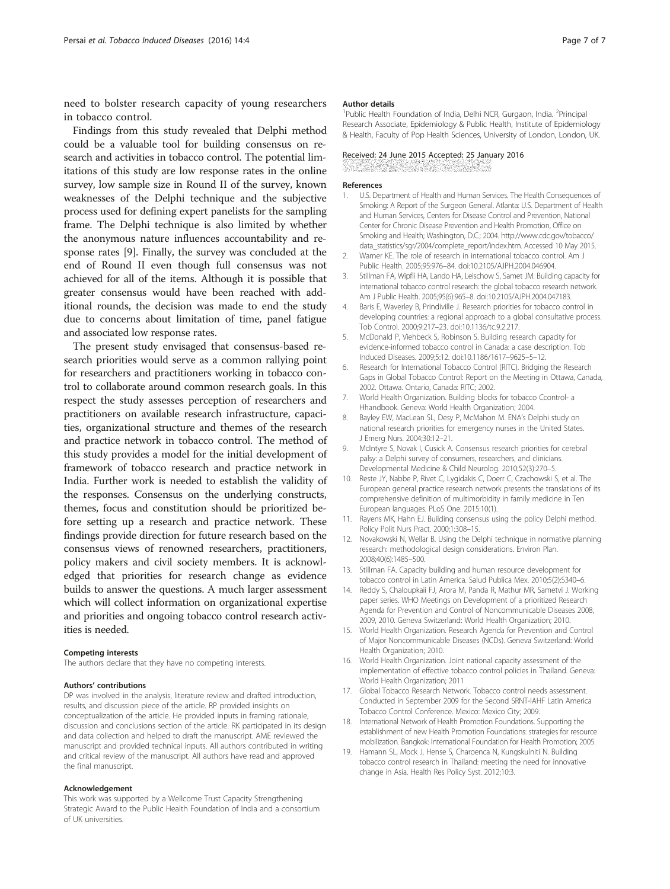need to bolster research capacity of young researchers in tobacco control.

Findings from this study revealed that Delphi method could be a valuable tool for building consensus on research and activities in tobacco control. The potential limitations of this study are low response rates in the online survey, low sample size in Round II of the survey, known weaknesses of the Delphi technique and the subjective process used for defining expert panelists for the sampling frame. The Delphi technique is also limited by whether the anonymous nature influences accountability and response rates [9]. Finally, the survey was concluded at the end of Round II even though full consensus was not achieved for all of the items. Although it is possible that greater consensus would have been reached with additional rounds, the decision was made to end the study due to concerns about limitation of time, panel fatigue and associated low response rates.

The present study envisaged that consensus-based research priorities would serve as a common rallying point for researchers and practitioners working in tobacco control to collaborate around common research goals. In this respect the study assesses perception of researchers and practitioners on available research infrastructure, capacities, organizational structure and themes of the research and practice network in tobacco control. The method of this study provides a model for the initial development of framework of tobacco research and practice network in India. Further work is needed to establish the validity of the responses. Consensus on the underlying constructs, themes, focus and constitution should be prioritized before setting up a research and practice network. These findings provide direction for future research based on the consensus views of renowned researchers, practitioners, policy makers and civil society members. It is acknowledged that priorities for research change as evidence builds to answer the questions. A much larger assessment which will collect information on organizational expertise and priorities and ongoing tobacco control research activities is needed.

#### Competing interests

The authors declare that they have no competing interests.

#### Authors' contributions

DP was involved in the analysis, literature review and drafted introduction, results, and discussion piece of the article. RP provided insights on conceptualization of the article. He provided inputs in framing rationale, discussion and conclusions section of the article. RK participated in its design and data collection and helped to draft the manuscript. AME reviewed the manuscript and provided technical inputs. All authors contributed in writing and critical review of the manuscript. All authors have read and approved the final manuscript.

#### Acknowledgement

This work was supported by a Wellcome Trust Capacity Strengthening Strategic Award to the Public Health Foundation of India and a consortium of UK universities.

#### Author details

[1]Public Health Foundation of India, Delhi NCR, Gurgaon, India. [2]Principal Research Associate, Epidemiology & Public Health, Institute of Epidemiology & Health, Faculty of Pop Health Sciences, University of London, London, UK.

Received: 24 June 2015 Accepted: 25 January 2016

#### References

1. U.S. Department of Health and Human Services. The Health Consequences of Smoking: A Report of the Surgeon General. Atlanta: U.S. Department of Health and Human Services, Centers for Disease Control and Prevention, National Center for Chronic Disease Prevention and Health Promotion, Office on Smoking and Health; Washington, D.C.; 2004. http://www.cdc.gov/tobacco/data_statistics/sgr/2004/complete_report/index.htm. Accessed 10 May 2015.
2. Warner KE. The role of research in international tobacco control. Am J Public Health. 2005;95:976–84. doi:10.2105/AJPH.2004.046904.
3. Stillman FA, Wipfli HA, Lando HA, Leischow S, Samet JM. Building capacity for international tobacco control research: the global tobacco research network. Am J Public Health. 2005;95(6):965–8. doi:10.2105/AJPH.2004.047183.
4. Baris E, Waverley B, Prindiville J. Research priorities for tobacco control in developing countries: a regional approach to a global consultative process. Tob Control. 2000;9:217–23. doi:10.1136/tc.9.2.217.
5. McDonald P, Viehbeck S, Robinson S. Building research capacity for evidence-informed tobacco control in Canada: a case description. Tob Induced Diseases. 2009;5:12. doi:10.1186/1617–9625–5–12.
6. Research for International Tobacco Control (RITC). Bridging the Research Gaps in Global Tobacco Control: Report on the Meeting in Ottawa, Canada, 2002. Ottawa. Ontario, Canada: RITC; 2002.
7. World Health Organization. Building blocks for tobacco Ccontrol- a Hhandbook. Geneva: World Health Organization; 2004.
8. Bayley EW, MacLean SL, Desy P, McMahon M. ENA's Delphi study on national research priorities for emergency nurses in the United States. J Emerg Nurs. 2004;30:12–21.
9. McIntyre S, Novak I, Cusick A. Consensus research priorities for cerebral palsy: a Delphi survey of consumers, researchers, and clinicians. Developmental Medicine & Child Neurolog. 2010;52(3):270–5.
10. Reste JY, Nabbe P, Rivet C, Lygidakis C, Doerr C, Czachowski S, et al. The European general practice research network presents the translations of its comprehensive definition of multimorbidity in family medicine in Ten European languages. PLoS One. 2015:10(1).
11. Rayens MK, Hahn EJ. Building consensus using the policy Delphi method. Policy Polit Nurs Pract. 2000;1:308–15.
12. Novakowski N, Wellar B. Using the Delphi technique in normative planning research: methodological design considerations. Environ Plan. 2008;40(6):1485–500.
13. Stillman FA. Capacity building and human resource development for tobacco control in Latin America. Salud Publica Mex. 2010;5(2):S340–6.
14. Reddy S, Chaloupkaii FJ, Arora M, Panda R, Mathur MR, Sametvi J. Working paper series. WHO Meetings on Development of a prioritized Research Agenda for Prevention and Control of Noncommunicable Diseases 2008, 2009, 2010. Geneva Switzerland: World Health Organization; 2010.
15. World Health Organization. Research Agenda for Prevention and Control of Major Noncommunicable Diseases (NCDs). Geneva Switzerland: World Health Organization; 2010.
16. World Health Organization. Joint national capacity assessment of the implementation of effective tobacco control policies in Thailand. Geneva: World Health Organization; 2011
17. Global Tobacco Research Network. Tobacco control needs assessment. Conducted in September 2009 for the Second SRNT-IAHF Latin America Tobacco Control Conference. Mexico: Mexico City; 2009.
18. International Network of Health Promotion Foundations. Supporting the establishment of new Health Promotion Foundations: strategies for resource mobilization. Bangkok: International Foundation for Health Promotion; 2005.
19. Hamann SL, Mock J, Hense S, Charoenca N, Kungskulniti N. Building tobacco control research in Thailand: meeting the need for innovative change in Asia. Health Res Policy Syst. 2012;10:3.